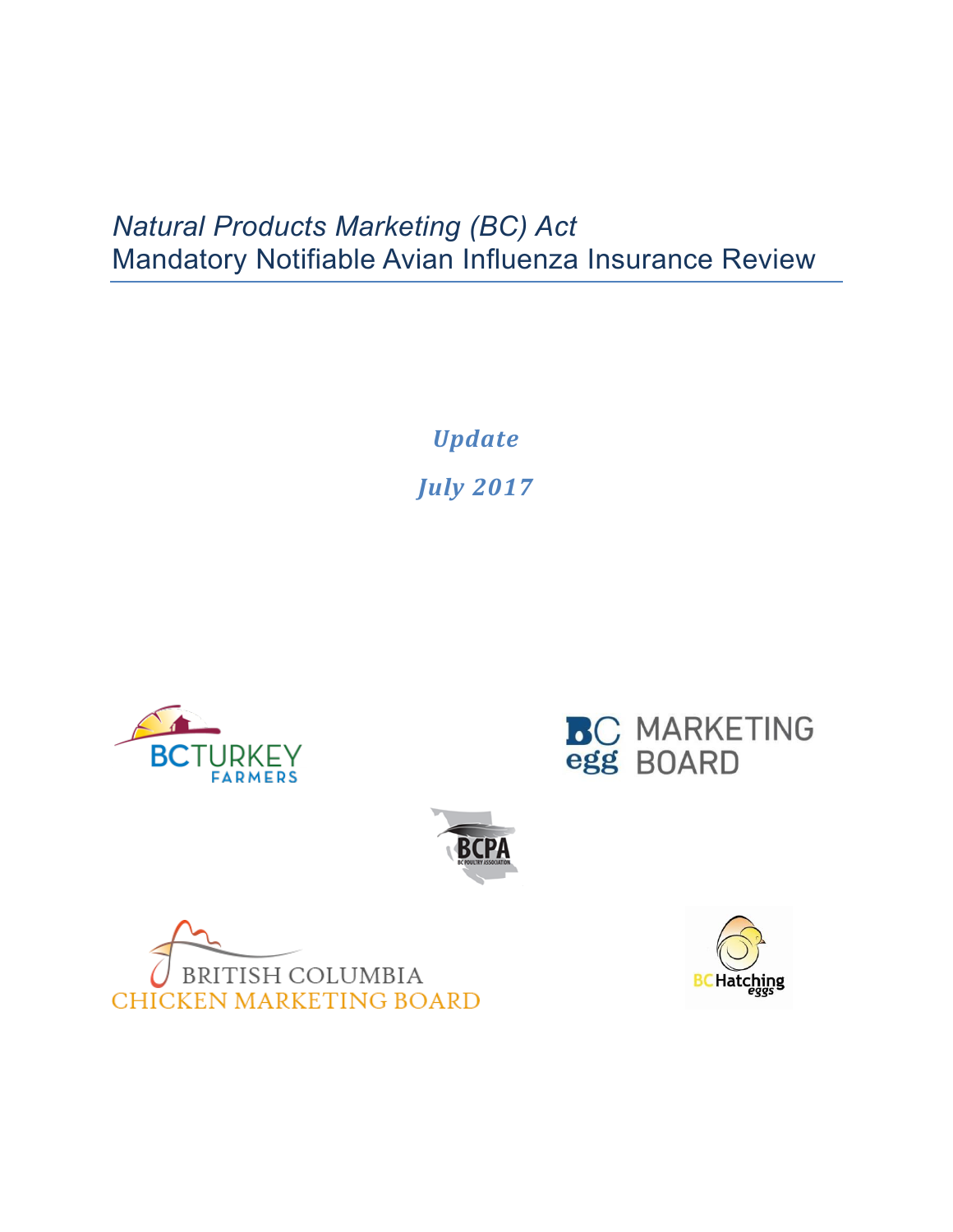# *Natural Products Marketing (BC) Act*
# Mandatory Notifiable Avian Influenza Insurance Review

***Update***

***July 2017***

BC TURKEY FARMERS

BC egg MARKETING BOARD

BCPA BC POULTRY ASSOCIATION

BRITISH COLUMBIA CHICKEN MARKETING BOARD

BC Hatching eggs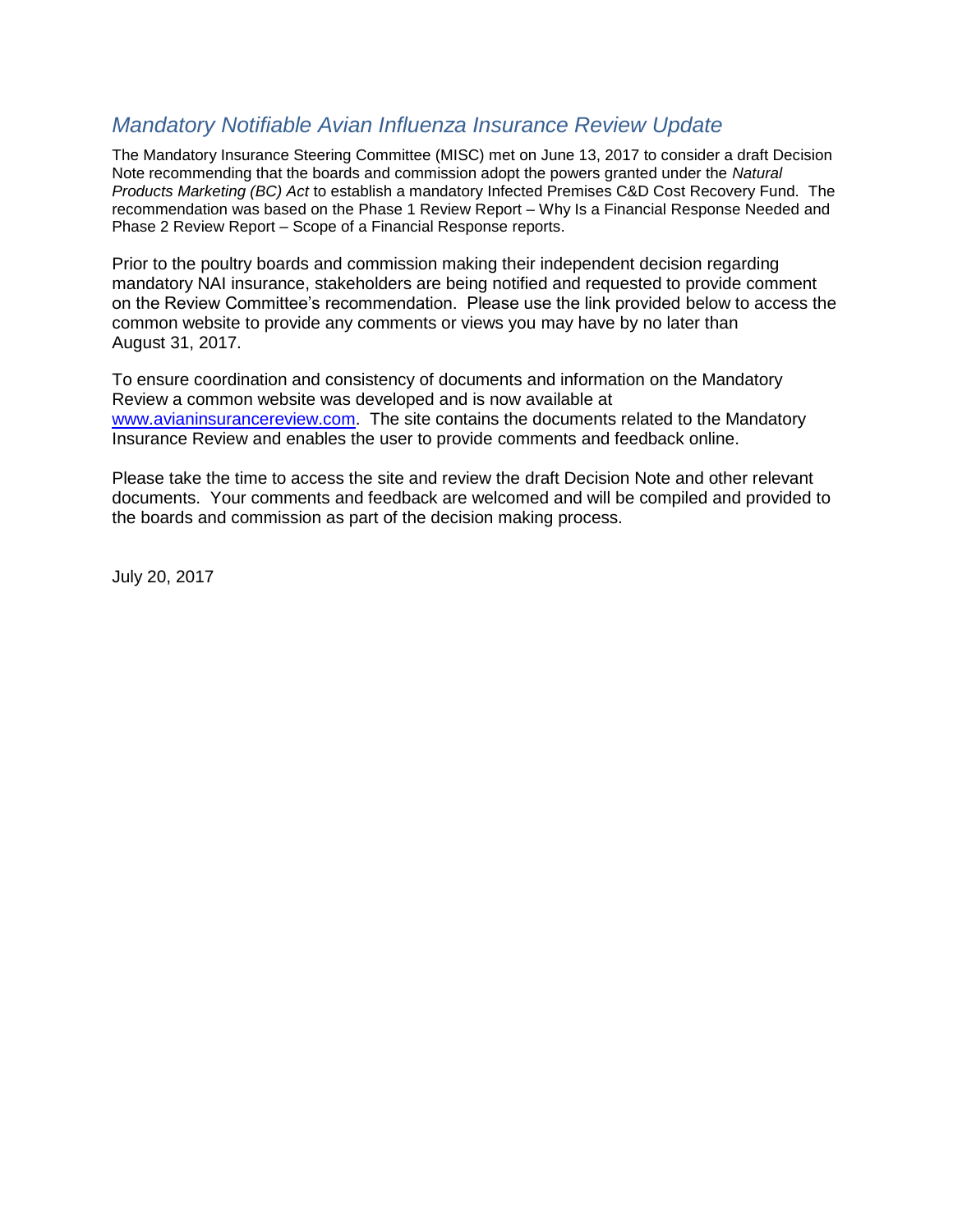## *Mandatory Notifiable Avian Influenza Insurance Review Update*

The Mandatory Insurance Steering Committee (MISC) met on June 13, 2017 to consider a draft Decision Note recommending that the boards and commission adopt the powers granted under the *Natural Products Marketing (BC) Act* to establish a mandatory Infected Premises C&D Cost Recovery Fund. The recommendation was based on the Phase 1 Review Report – Why Is a Financial Response Needed and Phase 2 Review Report – Scope of a Financial Response reports.

Prior to the poultry boards and commission making their independent decision regarding mandatory NAI insurance, stakeholders are being notified and requested to provide comment on the Review Committee's recommendation. Please use the link provided below to access the common website to provide any comments or views you may have by no later than August 31, 2017.

To ensure coordination and consistency of documents and information on the Mandatory Review a common website was developed and is now available at [www.avianinsurancereview.com](http://www.avianinsurancereview.com). The site contains the documents related to the Mandatory Insurance Review and enables the user to provide comments and feedback online.

Please take the time to access the site and review the draft Decision Note and other relevant documents. Your comments and feedback are welcomed and will be compiled and provided to the boards and commission as part of the decision making process.

July 20, 2017